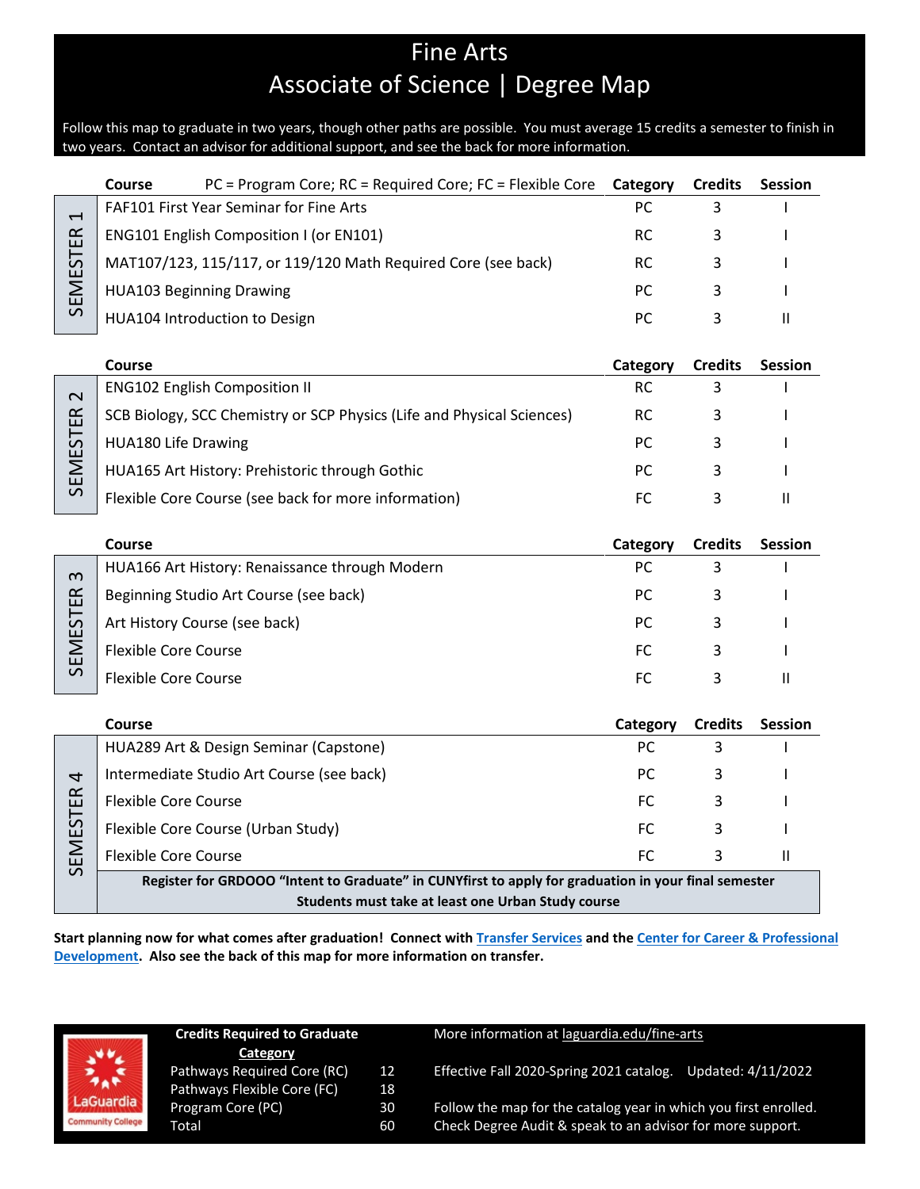# Fine Arts
## Associate of Science | Degree Map

Follow this map to graduate in two years, though other paths are possible. You must average 15 credits a semester to finish in two years. Contact an advisor for additional support, and see the back for more information.

### SEMESTER 1

| Course PC = Program Core; RC = Required Core; FC = Flexible Core | Category | Credits | Session |
|---|---|---|---|
| FAF101 First Year Seminar for Fine Arts | PC | 3 | I |
| ENG101 English Composition I (or EN101) | RC | 3 | I |
| MAT107/123, 115/117, or 119/120 Math Required Core (see back) | RC | 3 | I |
| HUA103 Beginning Drawing | PC | 3 | I |
| HUA104 Introduction to Design | PC | 3 | II |

### SEMESTER 2

| Course | Category | Credits | Session |
|---|---|---|---|
| ENG102 English Composition II | RC | 3 | I |
| SCB Biology, SCC Chemistry or SCP Physics (Life and Physical Sciences) | RC | 3 | I |
| HUA180 Life Drawing | PC | 3 | I |
| HUA165 Art History: Prehistoric through Gothic | PC | 3 | I |
| Flexible Core Course (see back for more information) | FC | 3 | II |

### SEMESTER 3

| Course | Category | Credits | Session |
|---|---|---|---|
| HUA166 Art History: Renaissance through Modern | PC | 3 | I |
| Beginning Studio Art Course (see back) | PC | 3 | I |
| Art History Course (see back) | PC | 3 | I |
| Flexible Core Course | FC | 3 | I |
| Flexible Core Course | FC | 3 | II |

### SEMESTER 4

| Course | Category | Credits | Session |
|---|---|---|---|
| HUA289 Art & Design Seminar (Capstone) | PC | 3 | I |
| Intermediate Studio Art Course (see back) | PC | 3 | I |
| Flexible Core Course | FC | 3 | I |
| Flexible Core Course (Urban Study) | FC | 3 | I |
| Flexible Core Course | FC | 3 | II |

**Register for GRDOOO "Intent to Graduate" in CUNYfirst to apply for graduation in your final semester**

**Students must take at least one Urban Study course**

**Start planning now for what comes after graduation! Connect with Transfer Services and the Center for Career & Professional Development. Also see the back of this map for more information on transfer.**

**Credits Required to Graduate**

| Category | |
|---|---|
| Pathways Required Core (RC) | 12 |
| Pathways Flexible Core (FC) | 18 |
| Program Core (PC) | 30 |
| Total | 60 |

More information at laguardia.edu/fine-arts

Effective Fall 2020-Spring 2021 catalog. Updated: 4/11/2022

Follow the map for the catalog year in which you first enrolled. Check Degree Audit & speak to an advisor for more support.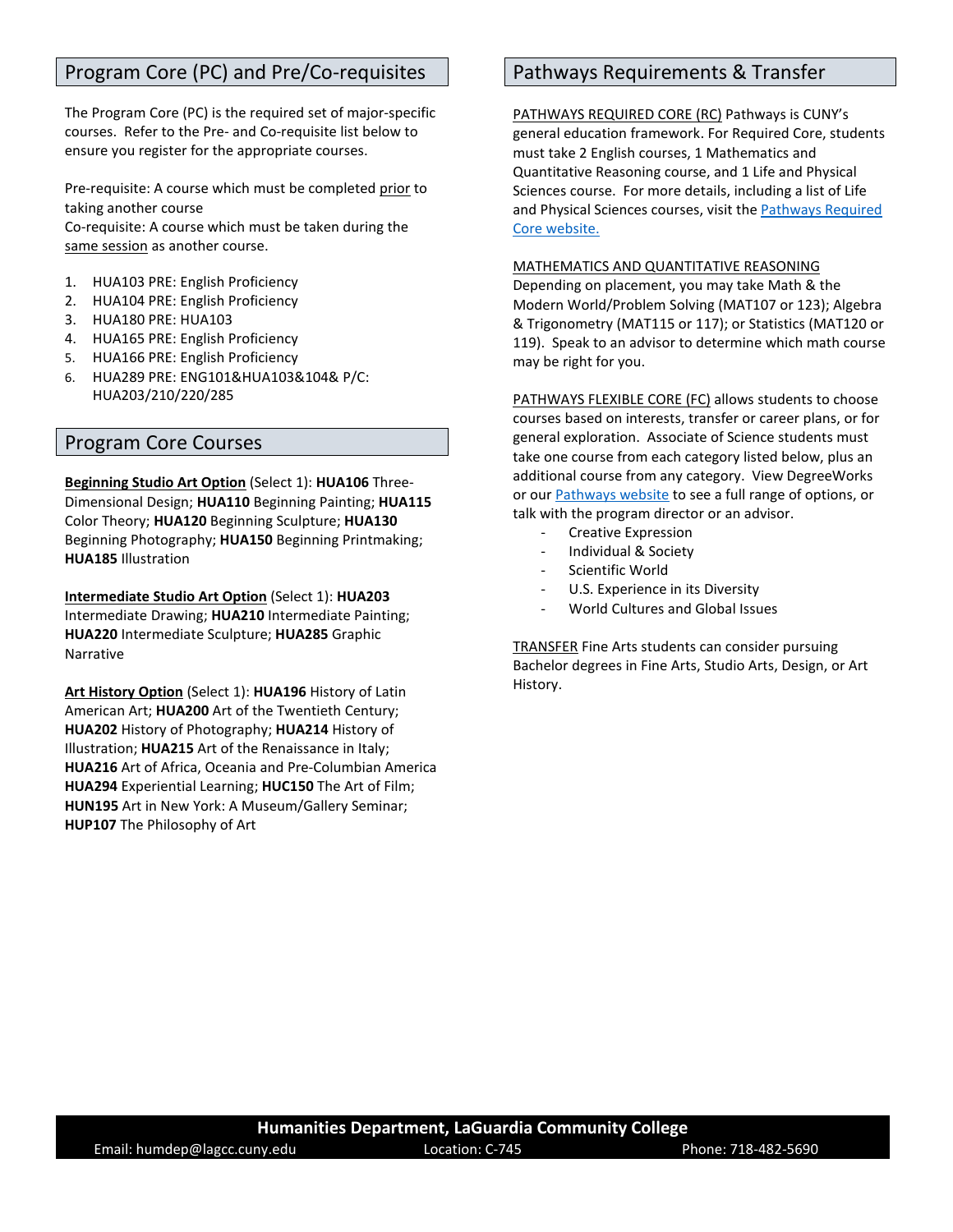## Program Core (PC) and Pre/Co-requisites

The Program Core (PC) is the required set of major-specific courses. Refer to the Pre- and Co-requisite list below to ensure you register for the appropriate courses.

Pre-requisite: A course which must be completed prior to taking another course
Co-requisite: A course which must be taken during the same session as another course.

1. HUA103 PRE: English Proficiency
2. HUA104 PRE: English Proficiency
3. HUA180 PRE: HUA103
4. HUA165 PRE: English Proficiency
5. HUA166 PRE: English Proficiency
6. HUA289 PRE: ENG101&HUA103&104& P/C: HUA203/210/220/285

## Program Core Courses

**Beginning Studio Art Option** (Select 1): **HUA106** Three-Dimensional Design; **HUA110** Beginning Painting; **HUA115** Color Theory; **HUA120** Beginning Sculpture; **HUA130** Beginning Photography; **HUA150** Beginning Printmaking; **HUA185** Illustration

**Intermediate Studio Art Option** (Select 1): **HUA203** Intermediate Drawing; **HUA210** Intermediate Painting; **HUA220** Intermediate Sculpture; **HUA285** Graphic Narrative

**Art History Option** (Select 1): **HUA196** History of Latin American Art; **HUA200** Art of the Twentieth Century; **HUA202** History of Photography; **HUA214** History of Illustration; **HUA215** Art of the Renaissance in Italy; **HUA216** Art of Africa, Oceania and Pre-Columbian America **HUA294** Experiential Learning; **HUC150** The Art of Film; **HUN195** Art in New York: A Museum/Gallery Seminar; **HUP107** The Philosophy of Art

## Pathways Requirements & Transfer

PATHWAYS REQUIRED CORE (RC) Pathways is CUNY's general education framework. For Required Core, students must take 2 English courses, 1 Mathematics and Quantitative Reasoning course, and 1 Life and Physical Sciences course. For more details, including a list of Life and Physical Sciences courses, visit the Pathways Required Core website.

MATHEMATICS AND QUANTITATIVE REASONING
Depending on placement, you may take Math & the Modern World/Problem Solving (MAT107 or 123); Algebra & Trigonometry (MAT115 or 117); or Statistics (MAT120 or 119). Speak to an advisor to determine which math course may be right for you.

PATHWAYS FLEXIBLE CORE (FC) allows students to choose courses based on interests, transfer or career plans, or for general exploration. Associate of Science students must take one course from each category listed below, plus an additional course from any category. View DegreeWorks or our Pathways website to see a full range of options, or talk with the program director or an advisor.

- Creative Expression
- Individual & Society
- Scientific World
- U.S. Experience in its Diversity
- World Cultures and Global Issues

TRANSFER Fine Arts students can consider pursuing Bachelor degrees in Fine Arts, Studio Arts, Design, or Art History.

**Humanities Department, LaGuardia Community College**

Email: humdep@lagcc.cuny.edu Location: C-745 Phone: 718-482-5690